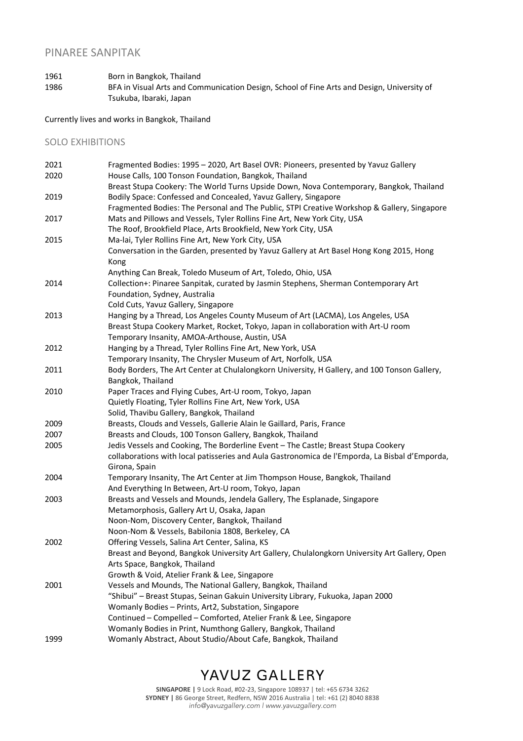# PINAREE SANPITAK

1961 Born in Bangkok, Thailand

1986 BFA in Visual Arts and Communication Design, School of Fine Arts and Design, University of Tsukuba, Ibaraki, Japan

Currently lives and works in Bangkok, Thailand

## SOLO EXHIBITIONS

2021 Fragmented Bodies: 1995 – 2020, Art Basel OVR: Pioneers, presented by Yavuz Gallery

2020 House Calls, 100 Tonson Foundation, Bangkok, Thailand
Breast Stupa Cookery: The World Turns Upside Down, Nova Contemporary, Bangkok, Thailand

2019 Bodily Space: Confessed and Concealed, Yavuz Gallery, Singapore
Fragmented Bodies: The Personal and The Public, STPI Creative Workshop & Gallery, Singapore

2017 Mats and Pillows and Vessels, Tyler Rollins Fine Art, New York City, USA
The Roof, Brookfield Place, Arts Brookfield, New York City, USA

2015 Ma-lai, Tyler Rollins Fine Art, New York City, USA
Conversation in the Garden, presented by Yavuz Gallery at Art Basel Hong Kong 2015, Hong Kong
Anything Can Break, Toledo Museum of Art, Toledo, Ohio, USA

2014 Collection+: Pinaree Sanpitak, curated by Jasmin Stephens, Sherman Contemporary Art Foundation, Sydney, Australia
Cold Cuts, Yavuz Gallery, Singapore

2013 Hanging by a Thread, Los Angeles County Museum of Art (LACMA), Los Angeles, USA
Breast Stupa Cookery Market, Rocket, Tokyo, Japan in collaboration with Art-U room
Temporary Insanity, AMOA-Arthouse, Austin, USA

2012 Hanging by a Thread, Tyler Rollins Fine Art, New York, USA
Temporary Insanity, The Chrysler Museum of Art, Norfolk, USA

2011 Body Borders, The Art Center at Chulalongkorn University, H Gallery, and 100 Tonson Gallery, Bangkok, Thailand

2010 Paper Traces and Flying Cubes, Art-U room, Tokyo, Japan
Quietly Floating, Tyler Rollins Fine Art, New York, USA
Solid, Thavibu Gallery, Bangkok, Thailand

2009 Breasts, Clouds and Vessels, Gallerie Alain le Gaillard, Paris, France

2007 Breasts and Clouds, 100 Tonson Gallery, Bangkok, Thailand

2005 Jedis Vessels and Cooking, The Borderline Event – The Castle; Breast Stupa Cookery collaborations with local patisseries and Aula Gastronomica de l'Emporda, La Bisbal d'Emporda, Girona, Spain

2004 Temporary Insanity, The Art Center at Jim Thompson House, Bangkok, Thailand
And Everything In Between, Art-U room, Tokyo, Japan

2003 Breasts and Vessels and Mounds, Jendela Gallery, The Esplanade, Singapore
Metamorphosis, Gallery Art U, Osaka, Japan
Noon-Nom, Discovery Center, Bangkok, Thailand
Noon-Nom & Vessels, Babilonia 1808, Berkeley, CA

2002 Offering Vessels, Salina Art Center, Salina, KS
Breast and Beyond, Bangkok University Art Gallery, Chulalongkorn University Art Gallery, Open Arts Space, Bangkok, Thailand
Growth & Void, Atelier Frank & Lee, Singapore

2001 Vessels and Mounds, The National Gallery, Bangkok, Thailand
"Shibui" – Breast Stupas, Seinan Gakuin University Library, Fukuoka, Japan 2000
Womanly Bodies – Prints, Art2, Substation, Singapore
Continued – Compelled – Comforted, Atelier Frank & Lee, Singapore
Womanly Bodies in Print, Numthong Gallery, Bangkok, Thailand

1999 Womanly Abstract, About Studio/About Cafe, Bangkok, Thailand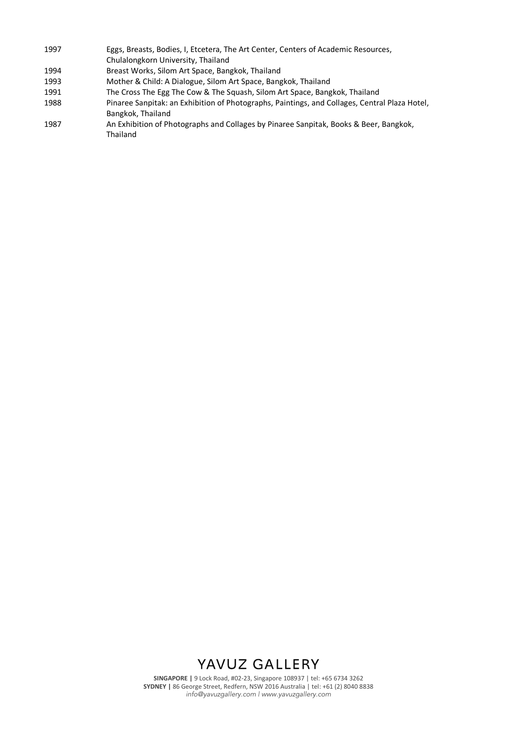1997 Eggs, Breasts, Bodies, I, Etcetera, The Art Center, Centers of Academic Resources, Chulalongkorn University, Thailand

1994 Breast Works, Silom Art Space, Bangkok, Thailand

1993 Mother & Child: A Dialogue, Silom Art Space, Bangkok, Thailand

1991 The Cross The Egg The Cow & The Squash, Silom Art Space, Bangkok, Thailand

1988 Pinaree Sanpitak: an Exhibition of Photographs, Paintings, and Collages, Central Plaza Hotel, Bangkok, Thailand

1987 An Exhibition of Photographs and Collages by Pinaree Sanpitak, Books & Beer, Bangkok, Thailand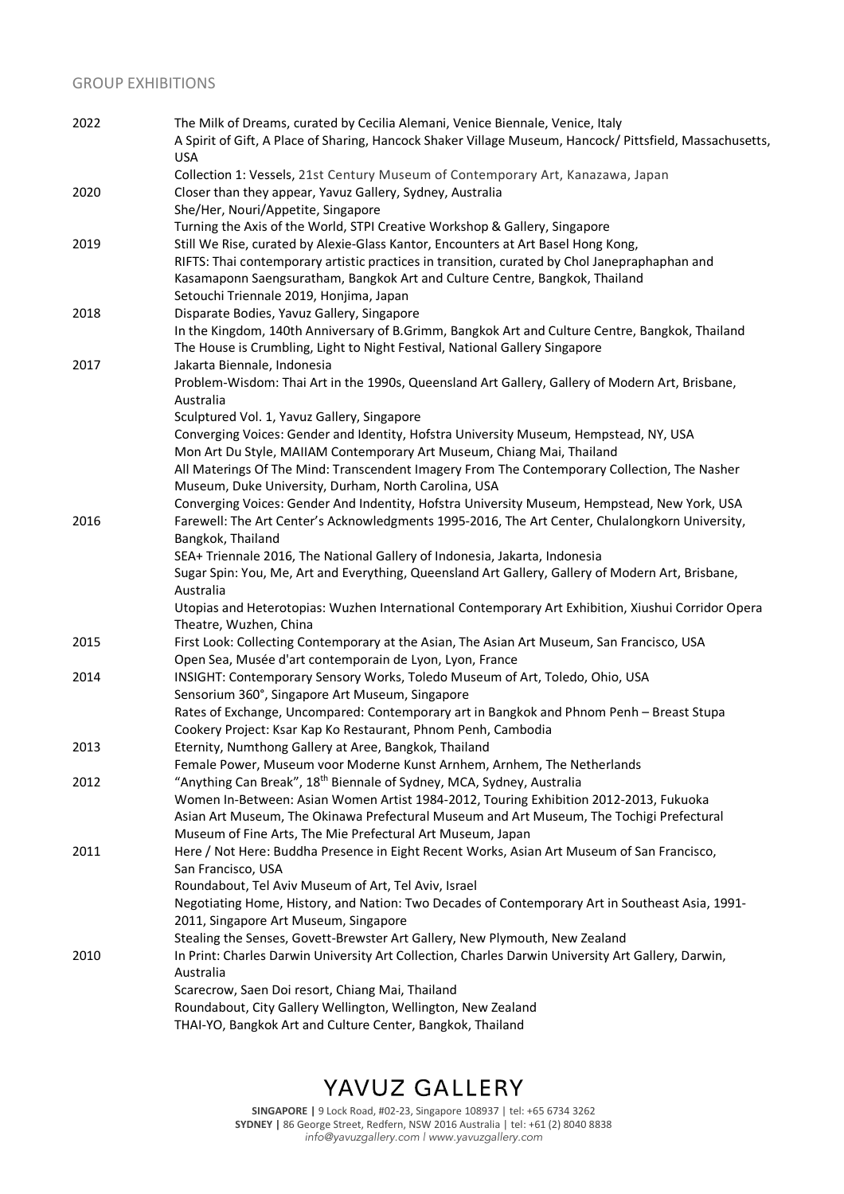## GROUP EXHIBITIONS

**2022**

The Milk of Dreams, curated by Cecilia Alemani, Venice Biennale, Venice, Italy
A Spirit of Gift, A Place of Sharing, Hancock Shaker Village Museum, Hancock/ Pittsfield, Massachusetts, USA
Collection 1: Vessels, 21st Century Museum of Contemporary Art, Kanazawa, Japan

**2020**

Closer than they appear, Yavuz Gallery, Sydney, Australia
She/Her, Nouri/Appetite, Singapore
Turning the Axis of the World, STPI Creative Workshop & Gallery, Singapore

**2019**

Still We Rise, curated by Alexie-Glass Kantor, Encounters at Art Basel Hong Kong,
RIFTS: Thai contemporary artistic practices in transition, curated by Chol Janepraphaphan and Kasamaponn Saengsuratham, Bangkok Art and Culture Centre, Bangkok, Thailand
Setouchi Triennale 2019, Honjima, Japan

**2018**

Disparate Bodies, Yavuz Gallery, Singapore
In the Kingdom, 140th Anniversary of B.Grimm, Bangkok Art and Culture Centre, Bangkok, Thailand
The House is Crumbling, Light to Night Festival, National Gallery Singapore

**2017**

Jakarta Biennale, Indonesia
Problem-Wisdom: Thai Art in the 1990s, Queensland Art Gallery, Gallery of Modern Art, Brisbane, Australia
Sculptured Vol. 1, Yavuz Gallery, Singapore
Converging Voices: Gender and Identity, Hofstra University Museum, Hempstead, NY, USA
Mon Art Du Style, MAIIAM Contemporary Art Museum, Chiang Mai, Thailand
All Materings Of The Mind: Transcendent Imagery From The Contemporary Collection, The Nasher Museum, Duke University, Durham, North Carolina, USA
Converging Voices: Gender And Indentity, Hofstra University Museum, Hempstead, New York, USA

**2016**

Farewell: The Art Center's Acknowledgments 1995-2016, The Art Center, Chulalongkorn University, Bangkok, Thailand
SEA+ Triennale 2016, The National Gallery of Indonesia, Jakarta, Indonesia
Sugar Spin: You, Me, Art and Everything, Queensland Art Gallery, Gallery of Modern Art, Brisbane, Australia
Utopias and Heterotopias: Wuzhen International Contemporary Art Exhibition, Xiushui Corridor Opera Theatre, Wuzhen, China

**2015**

First Look: Collecting Contemporary at the Asian, The Asian Art Museum, San Francisco, USA
Open Sea, Musée d'art contemporain de Lyon, Lyon, France

**2014**

INSIGHT: Contemporary Sensory Works, Toledo Museum of Art, Toledo, Ohio, USA
Sensorium 360°, Singapore Art Museum, Singapore
Rates of Exchange, Uncompared: Contemporary art in Bangkok and Phnom Penh – Breast Stupa Cookery Project: Ksar Kap Ko Restaurant, Phnom Penh, Cambodia

**2013**

Eternity, Numthong Gallery at Aree, Bangkok, Thailand
Female Power, Museum voor Moderne Kunst Arnhem, Arnhem, The Netherlands

**2012**

"Anything Can Break", 18th Biennale of Sydney, MCA, Sydney, Australia
Women In-Between: Asian Women Artist 1984-2012, Touring Exhibition 2012-2013, Fukuoka Asian Art Museum, The Okinawa Prefectural Museum and Art Museum, The Tochigi Prefectural Museum of Fine Arts, The Mie Prefectural Art Museum, Japan

**2011**

Here / Not Here: Buddha Presence in Eight Recent Works, Asian Art Museum of San Francisco, San Francisco, USA
Roundabout, Tel Aviv Museum of Art, Tel Aviv, Israel
Negotiating Home, History, and Nation: Two Decades of Contemporary Art in Southeast Asia, 1991-2011, Singapore Art Museum, Singapore
Stealing the Senses, Govett-Brewster Art Gallery, New Plymouth, New Zealand

**2010**

In Print: Charles Darwin University Art Collection, Charles Darwin University Art Gallery, Darwin, Australia
Scarecrow, Saen Doi resort, Chiang Mai, Thailand
Roundabout, City Gallery Wellington, Wellington, New Zealand
THAI-YO, Bangkok Art and Culture Center, Bangkok, Thailand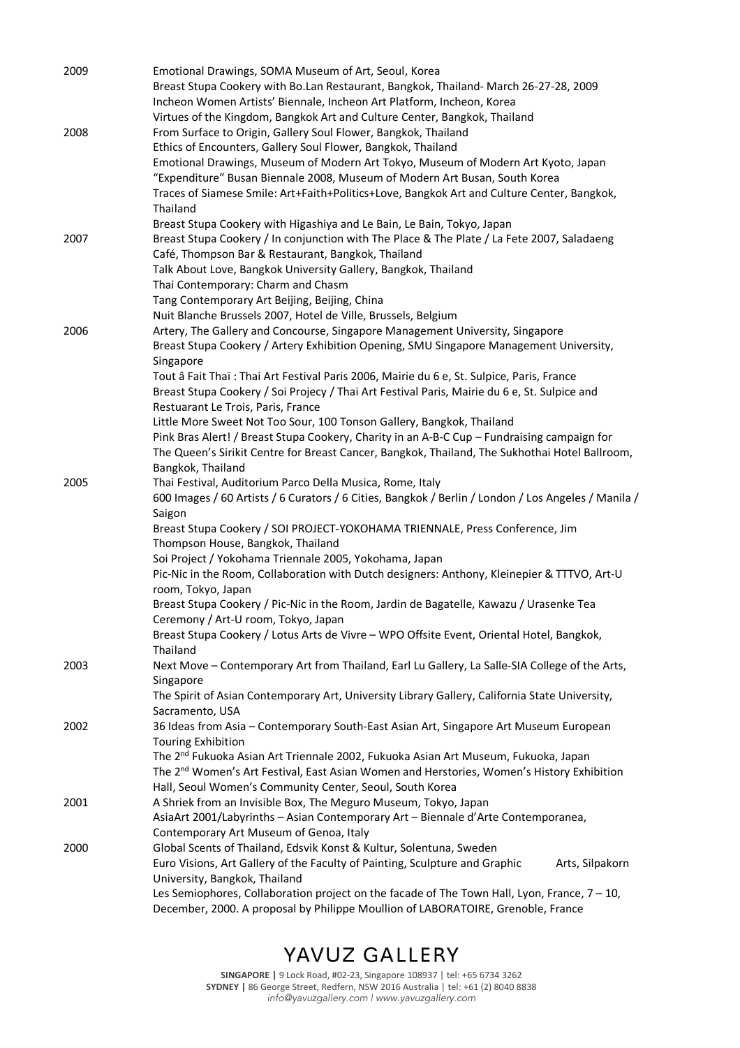2009
- Emotional Drawings, SOMA Museum of Art, Seoul, Korea
- Breast Stupa Cookery with Bo.Lan Restaurant, Bangkok, Thailand- March 26-27-28, 2009
- Incheon Women Artists' Biennale, Incheon Art Platform, Incheon, Korea
- Virtues of the Kingdom, Bangkok Art and Culture Center, Bangkok, Thailand

2008
- From Surface to Origin, Gallery Soul Flower, Bangkok, Thailand
- Ethics of Encounters, Gallery Soul Flower, Bangkok, Thailand
- Emotional Drawings, Museum of Modern Art Tokyo, Museum of Modern Art Kyoto, Japan
- "Expenditure" Busan Biennale 2008, Museum of Modern Art Busan, South Korea
- Traces of Siamese Smile: Art+Faith+Politics+Love, Bangkok Art and Culture Center, Bangkok, Thailand
- Breast Stupa Cookery with Higashiya and Le Bain, Le Bain, Tokyo, Japan

2007
- Breast Stupa Cookery / In conjunction with The Place & The Plate / La Fete 2007, Saladaeng Café, Thompson Bar & Restaurant, Bangkok, Thailand
- Talk About Love, Bangkok University Gallery, Bangkok, Thailand
- Thai Contemporary: Charm and Chasm
- Tang Contemporary Art Beijing, Beijing, China
- Nuit Blanche Brussels 2007, Hotel de Ville, Brussels, Belgium

2006
- Artery, The Gallery and Concourse, Singapore Management University, Singapore
- Breast Stupa Cookery / Artery Exhibition Opening, SMU Singapore Management University, Singapore
- Tout â Fait Thaï : Thai Art Festival Paris 2006, Mairie du 6 e, St. Sulpice, Paris, France
- Breast Stupa Cookery / Soi Projecy / Thai Art Festival Paris, Mairie du 6 e, St. Sulpice and Restuarant Le Trois, Paris, France
- Little More Sweet Not Too Sour, 100 Tonson Gallery, Bangkok, Thailand
- Pink Bras Alert! / Breast Stupa Cookery, Charity in an A-B-C Cup – Fundraising campaign for The Queen's Sirikit Centre for Breast Cancer, Bangkok, Thailand, The Sukhothai Hotel Ballroom, Bangkok, Thailand

2005
- Thai Festival, Auditorium Parco Della Musica, Rome, Italy
- 600 Images / 60 Artists / 6 Curators / 6 Cities, Bangkok / Berlin / London / Los Angeles / Manila / Saigon
- Breast Stupa Cookery / SOI PROJECT-YOKOHAMA TRIENNALE, Press Conference, Jim Thompson House, Bangkok, Thailand
- Soi Project / Yokohama Triennale 2005, Yokohama, Japan
- Pic-Nic in the Room, Collaboration with Dutch designers: Anthony, Kleinepier & TTTVO, Art-U room, Tokyo, Japan
- Breast Stupa Cookery / Pic-Nic in the Room, Jardin de Bagatelle, Kawazu / Urasenke Tea Ceremony / Art-U room, Tokyo, Japan
- Breast Stupa Cookery / Lotus Arts de Vivre – WPO Offsite Event, Oriental Hotel, Bangkok, Thailand

2003
- Next Move – Contemporary Art from Thailand, Earl Lu Gallery, La Salle-SIA College of the Arts, Singapore
- The Spirit of Asian Contemporary Art, University Library Gallery, California State University, Sacramento, USA

2002
- 36 Ideas from Asia – Contemporary South-East Asian Art, Singapore Art Museum European Touring Exhibition
- The 2nd Fukuoka Asian Art Triennale 2002, Fukuoka Asian Art Museum, Fukuoka, Japan
- The 2nd Women's Art Festival, East Asian Women and Herstories, Women's History Exhibition Hall, Seoul Women's Community Center, Seoul, South Korea

2001
- A Shriek from an Invisible Box, The Meguro Museum, Tokyo, Japan
- AsiaArt 2001/Labyrinths – Asian Contemporary Art – Biennale d'Arte Contemporanea, Contemporary Art Museum of Genoa, Italy

2000
- Global Scents of Thailand, Edsvik Konst & Kultur, Solentuna, Sweden
- Euro Visions, Art Gallery of the Faculty of Painting, Sculpture and Graphic Arts, Silpakorn University, Bangkok, Thailand
- Les Semiophores, Collaboration project on the facade of The Town Hall, Lyon, France, 7 – 10, December, 2000. A proposal by Philippe Moullion of LABORATOIRE, Grenoble, France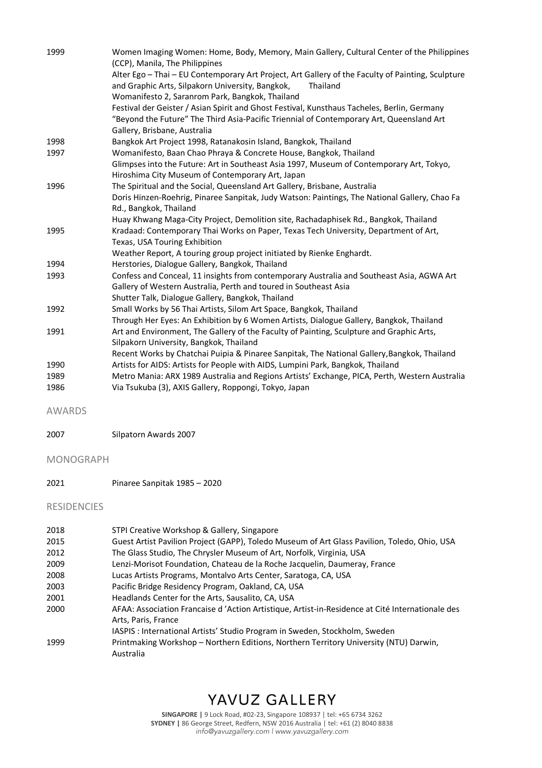| | |
|---|---|
| 1999 | Women Imaging Women: Home, Body, Memory, Main Gallery, Cultural Center of the Philippines (CCP), Manila, The Philippines |
| | Alter Ego – Thai – EU Contemporary Art Project, Art Gallery of the Faculty of Painting, Sculpture and Graphic Arts, Silpakorn University, Bangkok, Thailand |
| | Womanifesto 2, Saranrom Park, Bangkok, Thailand |
| | Festival der Geister / Asian Spirit and Ghost Festival, Kunsthaus Tacheles, Berlin, Germany |
| | "Beyond the Future" The Third Asia-Pacific Triennial of Contemporary Art, Queensland Art Gallery, Brisbane, Australia |
| 1998 | Bangkok Art Project 1998, Ratanakosin Island, Bangkok, Thailand |
| 1997 | Womanifesto, Baan Chao Phraya & Concrete House, Bangkok, Thailand |
| | Glimpses into the Future: Art in Southeast Asia 1997, Museum of Contemporary Art, Tokyo, Hiroshima City Museum of Contemporary Art, Japan |
| 1996 | The Spiritual and the Social, Queensland Art Gallery, Brisbane, Australia |
| | Doris Hinzen-Roehrig, Pinaree Sanpitak, Judy Watson: Paintings, The National Gallery, Chao Fa Rd., Bangkok, Thailand |
| | Huay Khwang Maga-City Project, Demolition site, Rachadaphisek Rd., Bangkok, Thailand |
| 1995 | Kradaad: Contemporary Thai Works on Paper, Texas Tech University, Department of Art, Texas, USA Touring Exhibition |
| | Weather Report, A touring group project initiated by Rienke Enghardt. |
| 1994 | Herstories, Dialogue Gallery, Bangkok, Thailand |
| 1993 | Confess and Conceal, 11 insights from contemporary Australia and Southeast Asia, AGWA Art Gallery of Western Australia, Perth and toured in Southeast Asia |
| | Shutter Talk, Dialogue Gallery, Bangkok, Thailand |
| 1992 | Small Works by 56 Thai Artists, Silom Art Space, Bangkok, Thailand |
| | Through Her Eyes: An Exhibition by 6 Women Artists, Dialogue Gallery, Bangkok, Thailand |
| 1991 | Art and Environment, The Gallery of the Faculty of Painting, Sculpture and Graphic Arts, Silpakorn University, Bangkok, Thailand |
| | Recent Works by Chatchai Puipia & Pinaree Sanpitak, The National Gallery,Bangkok, Thailand |
| 1990 | Artists for AIDS: Artists for People with AIDS, Lumpini Park, Bangkok, Thailand |
| 1989 | Metro Mania: ARX 1989 Australia and Regions Artists' Exchange, PICA, Perth, Western Australia |
| 1986 | Via Tsukuba (3), AXIS Gallery, Roppongi, Tokyo, Japan |

## AWARDS

| | |
|---|---|
| 2007 | Silpatorn Awards 2007 |

## MONOGRAPH

| | |
|---|---|
| 2021 | Pinaree Sanpitak 1985 – 2020 |

## RESIDENCIES

| | |
|---|---|
| 2018 | STPI Creative Workshop & Gallery, Singapore |
| 2015 | Guest Artist Pavilion Project (GAPP), Toledo Museum of Art Glass Pavilion, Toledo, Ohio, USA |
| 2012 | The Glass Studio, The Chrysler Museum of Art, Norfolk, Virginia, USA |
| 2009 | Lenzi-Morisot Foundation, Chateau de la Roche Jacquelin, Daumeray, France |
| 2008 | Lucas Artists Programs, Montalvo Arts Center, Saratoga, CA, USA |
| 2003 | Pacific Bridge Residency Program, Oakland, CA, USA |
| 2001 | Headlands Center for the Arts, Sausalito, CA, USA |
| 2000 | AFAA: Association Francaise d 'Action Artistique, Artist-in-Residence at Cité Internationale des Arts, Paris, France |
| | IASPIS : International Artists' Studio Program in Sweden, Stockholm, Sweden |
| 1999 | Printmaking Workshop – Northern Editions, Northern Territory University (NTU) Darwin, Australia |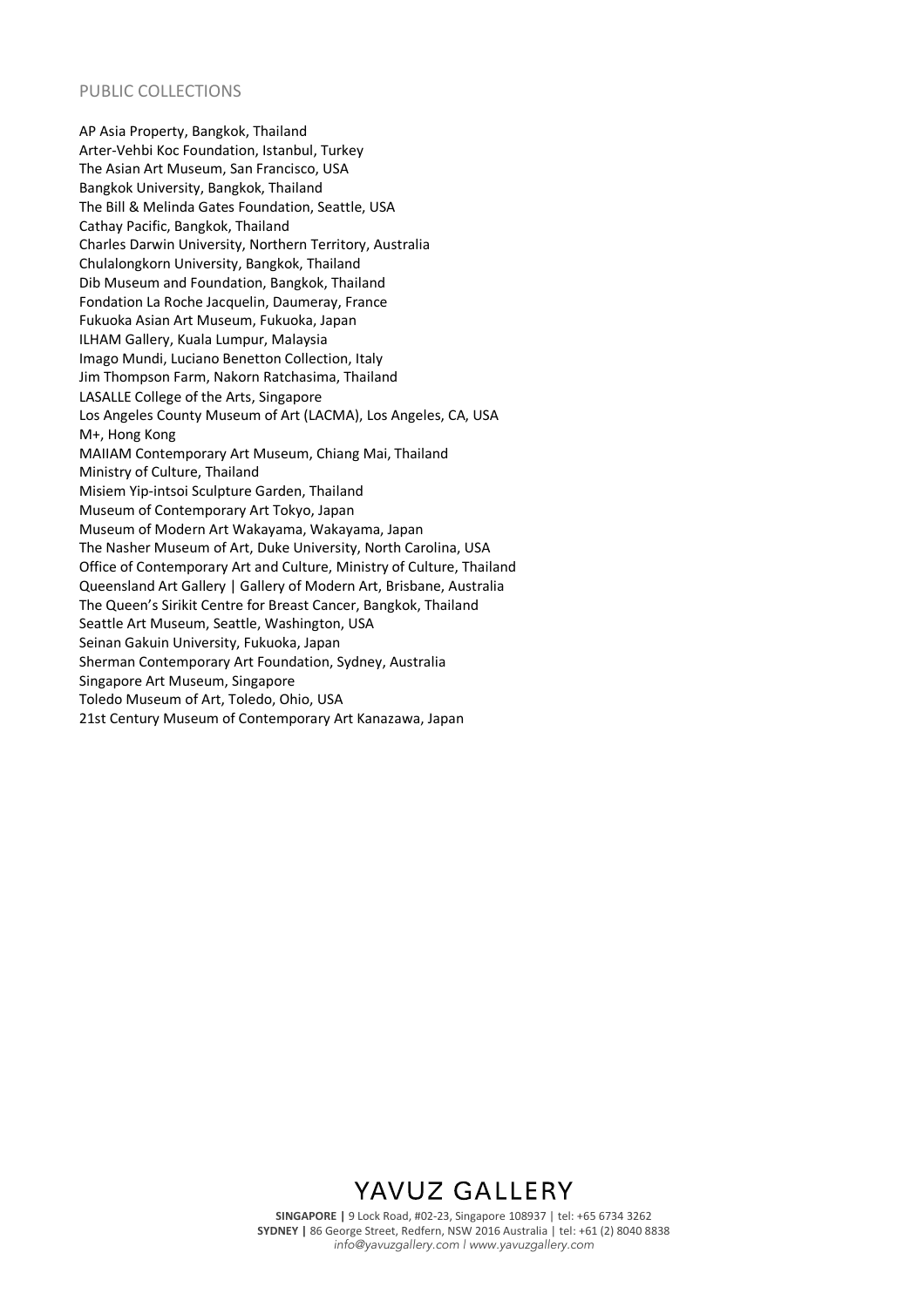## PUBLIC COLLECTIONS

AP Asia Property, Bangkok, Thailand
Arter-Vehbi Koc Foundation, Istanbul, Turkey
The Asian Art Museum, San Francisco, USA
Bangkok University, Bangkok, Thailand
The Bill & Melinda Gates Foundation, Seattle, USA
Cathay Pacific, Bangkok, Thailand
Charles Darwin University, Northern Territory, Australia
Chulalongkorn University, Bangkok, Thailand
Dib Museum and Foundation, Bangkok, Thailand
Fondation La Roche Jacquelin, Daumeray, France
Fukuoka Asian Art Museum, Fukuoka, Japan
ILHAM Gallery, Kuala Lumpur, Malaysia
Imago Mundi, Luciano Benetton Collection, Italy
Jim Thompson Farm, Nakorn Ratchasima, Thailand
LASALLE College of the Arts, Singapore
Los Angeles County Museum of Art (LACMA), Los Angeles, CA, USA
M+, Hong Kong
MAIIAM Contemporary Art Museum, Chiang Mai, Thailand
Ministry of Culture, Thailand
Misiem Yip-intsoi Sculpture Garden, Thailand
Museum of Contemporary Art Tokyo, Japan
Museum of Modern Art Wakayama, Wakayama, Japan
The Nasher Museum of Art, Duke University, North Carolina, USA
Office of Contemporary Art and Culture, Ministry of Culture, Thailand
Queensland Art Gallery | Gallery of Modern Art, Brisbane, Australia
The Queen's Sirikit Centre for Breast Cancer, Bangkok, Thailand
Seattle Art Museum, Seattle, Washington, USA
Seinan Gakuin University, Fukuoka, Japan
Sherman Contemporary Art Foundation, Sydney, Australia
Singapore Art Museum, Singapore
Toledo Museum of Art, Toledo, Ohio, USA
21st Century Museum of Contemporary Art Kanazawa, Japan